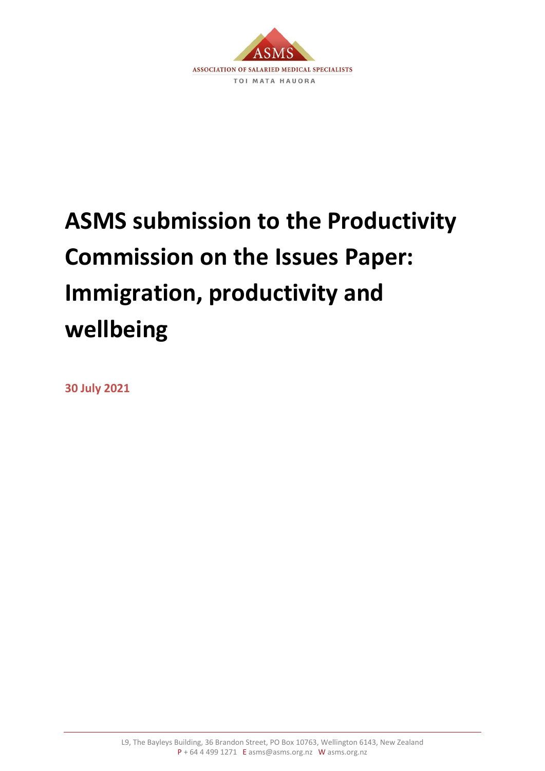ASSOCIATION OF SALARIED MEDICAL SPECIALISTS

TOI MATA HAUORA

# ASMS submission to the Productivity Commission on the Issues Paper: Immigration, productivity and wellbeing

**30 July 2021**

L9, The Bayleys Building, 36 Brandon Street, PO Box 10763, Wellington 6143, New Zealand
P + 64 4 499 1271 E asms@asms.org.nz W asms.org.nz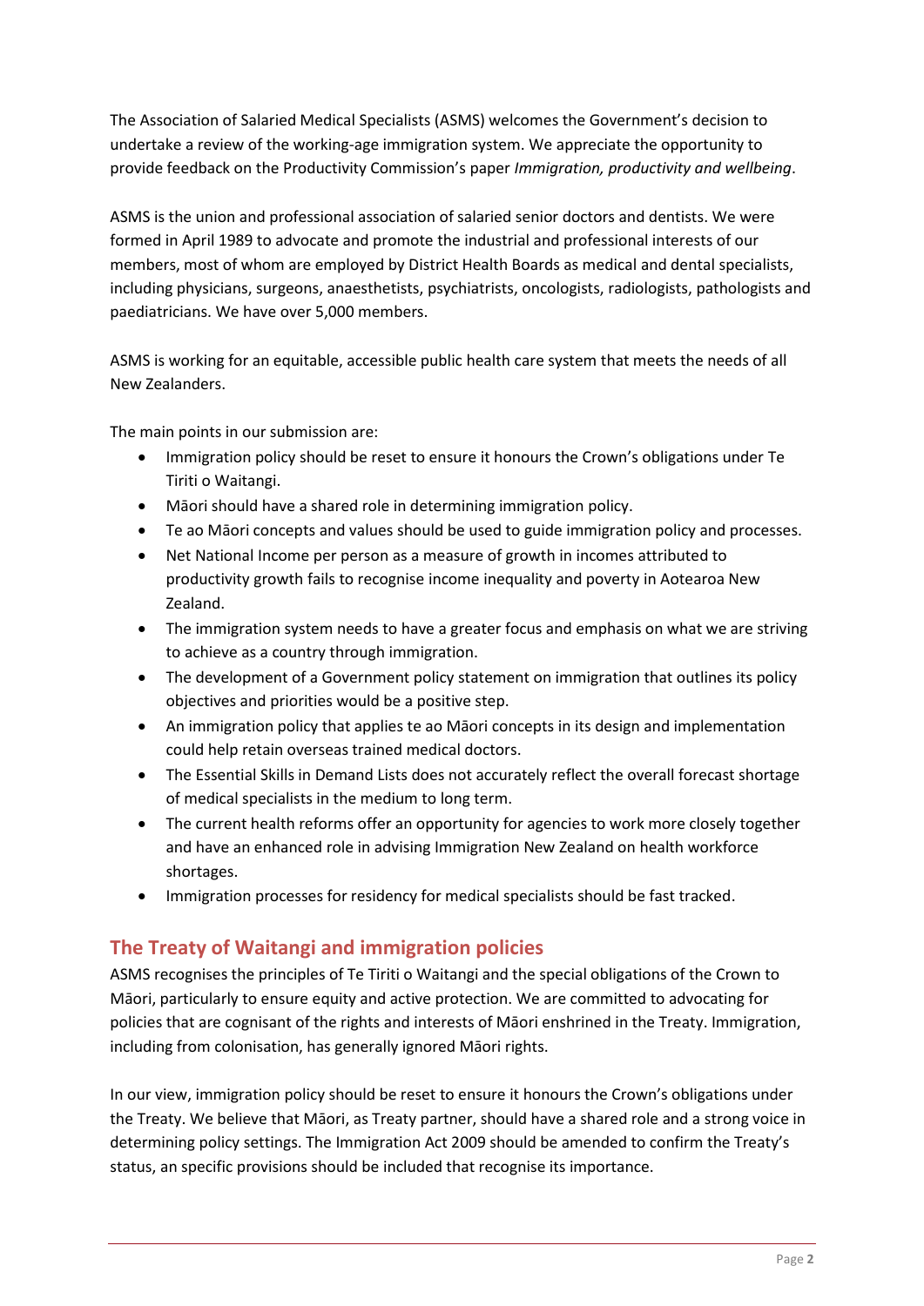The Association of Salaried Medical Specialists (ASMS) welcomes the Government's decision to undertake a review of the working-age immigration system. We appreciate the opportunity to provide feedback on the Productivity Commission's paper *Immigration, productivity and wellbeing*.

ASMS is the union and professional association of salaried senior doctors and dentists. We were formed in April 1989 to advocate and promote the industrial and professional interests of our members, most of whom are employed by District Health Boards as medical and dental specialists, including physicians, surgeons, anaesthetists, psychiatrists, oncologists, radiologists, pathologists and paediatricians. We have over 5,000 members.

ASMS is working for an equitable, accessible public health care system that meets the needs of all New Zealanders.

The main points in our submission are:

- Immigration policy should be reset to ensure it honours the Crown's obligations under Te Tiriti o Waitangi.
- Māori should have a shared role in determining immigration policy.
- Te ao Māori concepts and values should be used to guide immigration policy and processes.
- Net National Income per person as a measure of growth in incomes attributed to productivity growth fails to recognise income inequality and poverty in Aotearoa New Zealand.
- The immigration system needs to have a greater focus and emphasis on what we are striving to achieve as a country through immigration.
- The development of a Government policy statement on immigration that outlines its policy objectives and priorities would be a positive step.
- An immigration policy that applies te ao Māori concepts in its design and implementation could help retain overseas trained medical doctors.
- The Essential Skills in Demand Lists does not accurately reflect the overall forecast shortage of medical specialists in the medium to long term.
- The current health reforms offer an opportunity for agencies to work more closely together and have an enhanced role in advising Immigration New Zealand on health workforce shortages.
- Immigration processes for residency for medical specialists should be fast tracked.

## The Treaty of Waitangi and immigration policies

ASMS recognises the principles of Te Tiriti o Waitangi and the special obligations of the Crown to Māori, particularly to ensure equity and active protection. We are committed to advocating for policies that are cognisant of the rights and interests of Māori enshrined in the Treaty. Immigration, including from colonisation, has generally ignored Māori rights.

In our view, immigration policy should be reset to ensure it honours the Crown's obligations under the Treaty. We believe that Māori, as Treaty partner, should have a shared role and a strong voice in determining policy settings. The Immigration Act 2009 should be amended to confirm the Treaty's status, an specific provisions should be included that recognise its importance.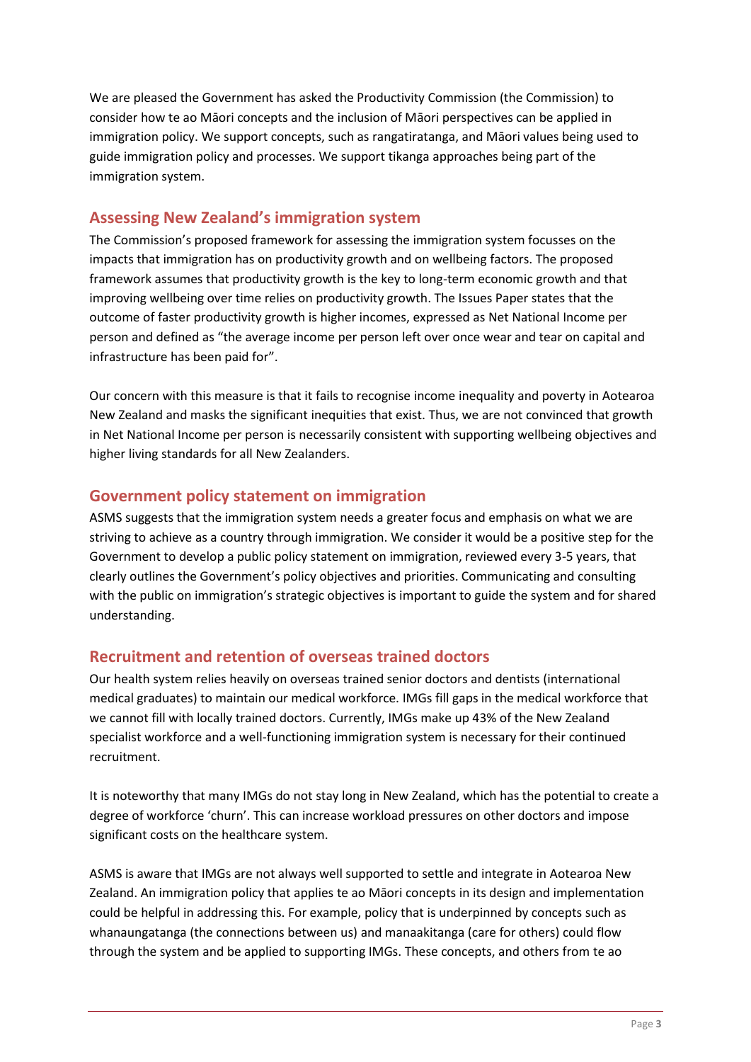We are pleased the Government has asked the Productivity Commission (the Commission) to consider how te ao Māori concepts and the inclusion of Māori perspectives can be applied in immigration policy. We support concepts, such as rangatiratanga, and Māori values being used to guide immigration policy and processes. We support tikanga approaches being part of the immigration system.

## Assessing New Zealand's immigration system

The Commission's proposed framework for assessing the immigration system focusses on the impacts that immigration has on productivity growth and on wellbeing factors. The proposed framework assumes that productivity growth is the key to long-term economic growth and that improving wellbeing over time relies on productivity growth. The Issues Paper states that the outcome of faster productivity growth is higher incomes, expressed as Net National Income per person and defined as "the average income per person left over once wear and tear on capital and infrastructure has been paid for".

Our concern with this measure is that it fails to recognise income inequality and poverty in Aotearoa New Zealand and masks the significant inequities that exist. Thus, we are not convinced that growth in Net National Income per person is necessarily consistent with supporting wellbeing objectives and higher living standards for all New Zealanders.

## Government policy statement on immigration

ASMS suggests that the immigration system needs a greater focus and emphasis on what we are striving to achieve as a country through immigration. We consider it would be a positive step for the Government to develop a public policy statement on immigration, reviewed every 3-5 years, that clearly outlines the Government's policy objectives and priorities. Communicating and consulting with the public on immigration's strategic objectives is important to guide the system and for shared understanding.

## Recruitment and retention of overseas trained doctors

Our health system relies heavily on overseas trained senior doctors and dentists (international medical graduates) to maintain our medical workforce. IMGs fill gaps in the medical workforce that we cannot fill with locally trained doctors. Currently, IMGs make up 43% of the New Zealand specialist workforce and a well-functioning immigration system is necessary for their continued recruitment.

It is noteworthy that many IMGs do not stay long in New Zealand, which has the potential to create a degree of workforce 'churn'. This can increase workload pressures on other doctors and impose significant costs on the healthcare system.

ASMS is aware that IMGs are not always well supported to settle and integrate in Aotearoa New Zealand. An immigration policy that applies te ao Māori concepts in its design and implementation could be helpful in addressing this. For example, policy that is underpinned by concepts such as whanaungatanga (the connections between us) and manaakitanga (care for others) could flow through the system and be applied to supporting IMGs. These concepts, and others from te ao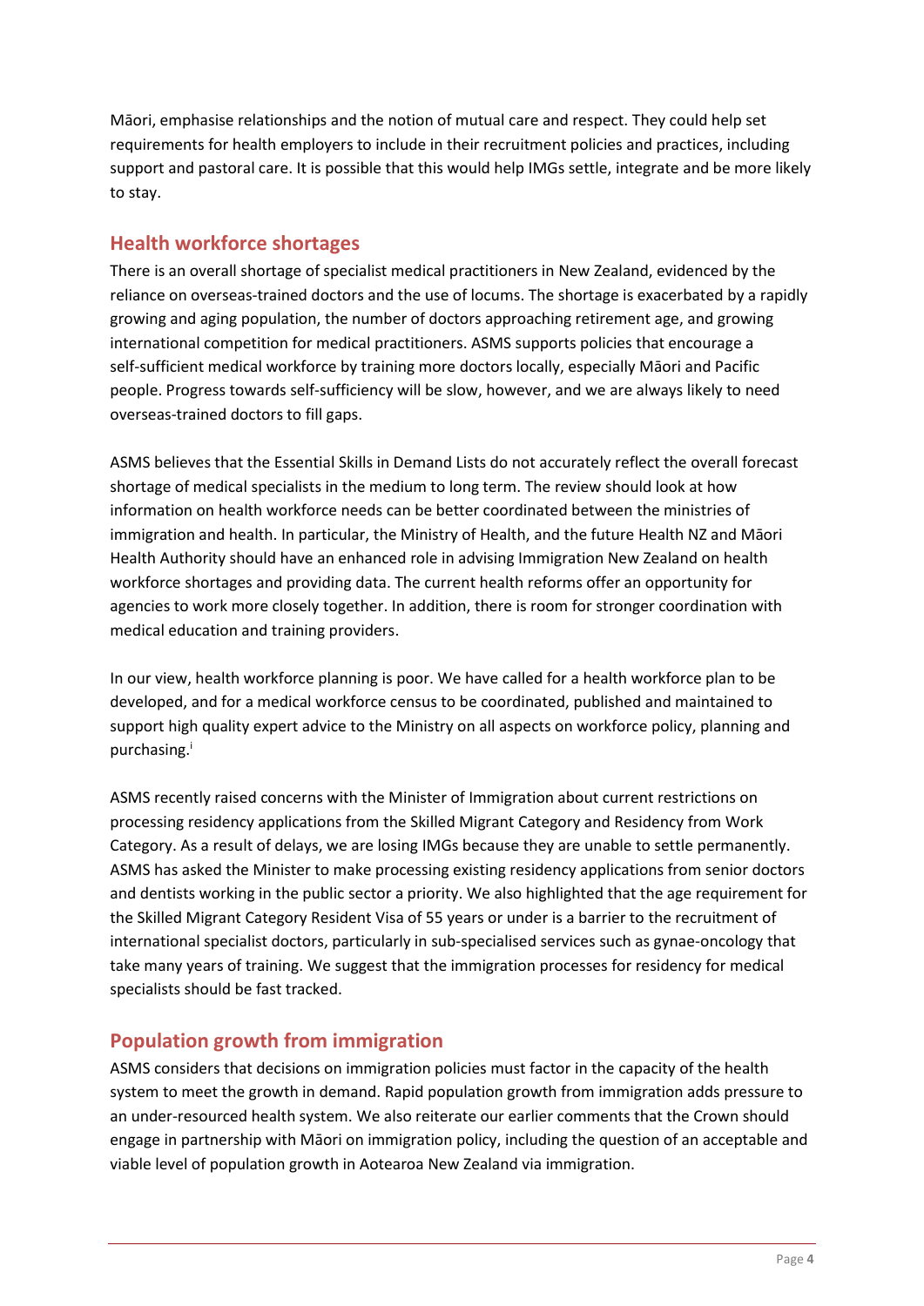Māori, emphasise relationships and the notion of mutual care and respect. They could help set requirements for health employers to include in their recruitment policies and practices, including support and pastoral care. It is possible that this would help IMGs settle, integrate and be more likely to stay.

## Health workforce shortages

There is an overall shortage of specialist medical practitioners in New Zealand, evidenced by the reliance on overseas-trained doctors and the use of locums. The shortage is exacerbated by a rapidly growing and aging population, the number of doctors approaching retirement age, and growing international competition for medical practitioners. ASMS supports policies that encourage a self-sufficient medical workforce by training more doctors locally, especially Māori and Pacific people. Progress towards self-sufficiency will be slow, however, and we are always likely to need overseas-trained doctors to fill gaps.

ASMS believes that the Essential Skills in Demand Lists do not accurately reflect the overall forecast shortage of medical specialists in the medium to long term. The review should look at how information on health workforce needs can be better coordinated between the ministries of immigration and health. In particular, the Ministry of Health, and the future Health NZ and Māori Health Authority should have an enhanced role in advising Immigration New Zealand on health workforce shortages and providing data. The current health reforms offer an opportunity for agencies to work more closely together. In addition, there is room for stronger coordination with medical education and training providers.

In our view, health workforce planning is poor. We have called for a health workforce plan to be developed, and for a medical workforce census to be coordinated, published and maintained to support high quality expert advice to the Ministry on all aspects on workforce policy, planning and purchasing.[i]

ASMS recently raised concerns with the Minister of Immigration about current restrictions on processing residency applications from the Skilled Migrant Category and Residency from Work Category. As a result of delays, we are losing IMGs because they are unable to settle permanently. ASMS has asked the Minister to make processing existing residency applications from senior doctors and dentists working in the public sector a priority. We also highlighted that the age requirement for the Skilled Migrant Category Resident Visa of 55 years or under is a barrier to the recruitment of international specialist doctors, particularly in sub-specialised services such as gynae-oncology that take many years of training. We suggest that the immigration processes for residency for medical specialists should be fast tracked.

## Population growth from immigration

ASMS considers that decisions on immigration policies must factor in the capacity of the health system to meet the growth in demand. Rapid population growth from immigration adds pressure to an under-resourced health system. We also reiterate our earlier comments that the Crown should engage in partnership with Māori on immigration policy, including the question of an acceptable and viable level of population growth in Aotearoa New Zealand via immigration.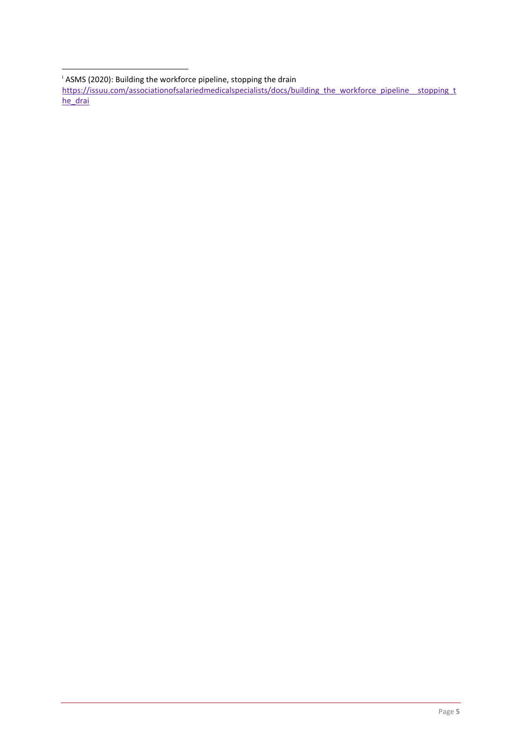[i] ASMS (2020): Building the workforce pipeline, stopping the drain
https://issuu.com/associationofsalariedmedicalspecialists/docs/building_the_workforce_pipeline__stopping_the_drai